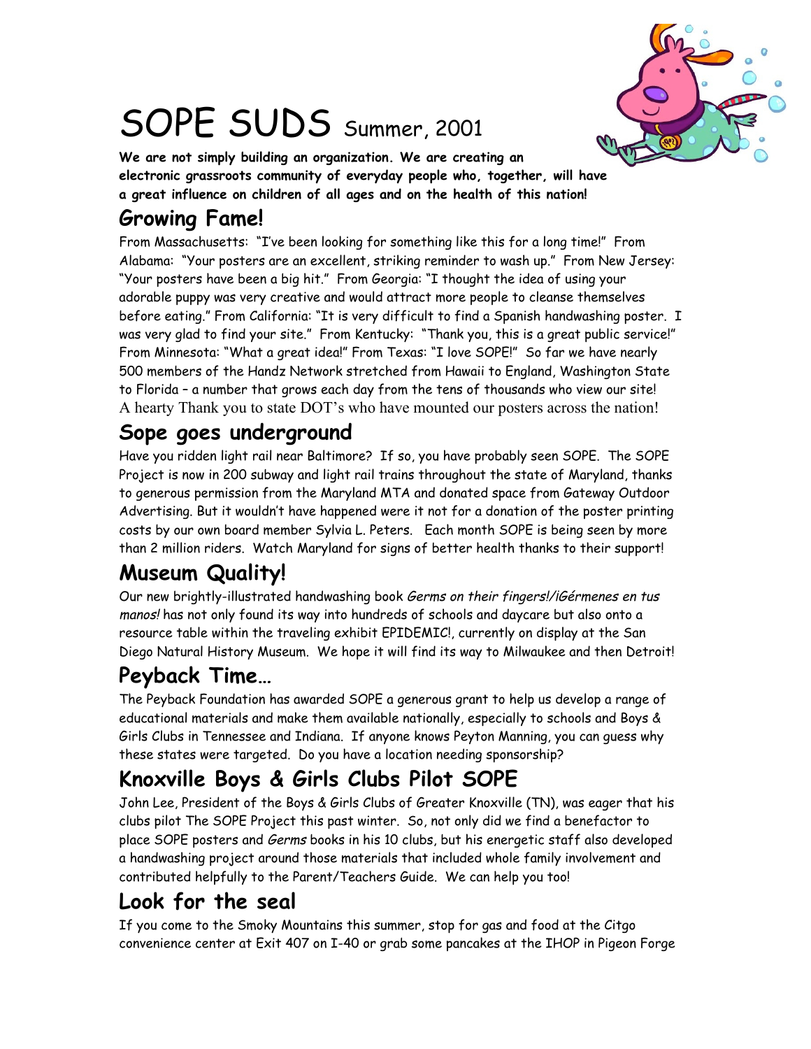# SOPE SUDS Summer, 2001

**We are not simply building an organization. We are creating an electronic grassroots community of everyday people who, together, will have a great influence on children of all ages and on the health of this nation!**

## Growing Fame!

From Massachusetts: "I've been looking for something like this for a long time!" From Alabama: "Your posters are an excellent, striking reminder to wash up." From New Jersey: "Your posters have been a big hit." From Georgia: "I thought the idea of using your adorable puppy was very creative and would attract more people to cleanse themselves before eating." From California: "It is very difficult to find a Spanish handwashing poster. I was very glad to find your site." From Kentucky: "Thank you, this is a great public service!" From Minnesota: "What a great idea!" From Texas: "I love SOPE!" So far we have nearly 500 members of the Handz Network stretched from Hawaii to England, Washington State to Florida – a number that grows each day from the tens of thousands who view our site! A hearty Thank you to state DOT's who have mounted our posters across the nation!

## Sope goes underground

Have you ridden light rail near Baltimore? If so, you have probably seen SOPE. The SOPE Project is now in 200 subway and light rail trains throughout the state of Maryland, thanks to generous permission from the Maryland MTA and donated space from Gateway Outdoor Advertising. But it wouldn't have happened were it not for a donation of the poster printing costs by our own board member Sylvia L. Peters. Each month SOPE is being seen by more than 2 million riders. Watch Maryland for signs of better health thanks to their support!

## Museum Quality!

Our new brightly-illustrated handwashing book *Germs on their fingers!/¡Gérmenes en tus manos!* has not only found its way into hundreds of schools and daycare but also onto a resource table within the traveling exhibit EPIDEMIC!, currently on display at the San Diego Natural History Museum. We hope it will find its way to Milwaukee and then Detroit!

## Peyback Time…

The Peyback Foundation has awarded SOPE a generous grant to help us develop a range of educational materials and make them available nationally, especially to schools and Boys & Girls Clubs in Tennessee and Indiana. If anyone knows Peyton Manning, you can guess why these states were targeted. Do you have a location needing sponsorship?

## Knoxville Boys & Girls Clubs Pilot SOPE

John Lee, President of the Boys & Girls Clubs of Greater Knoxville (TN), was eager that his clubs pilot The SOPE Project this past winter. So, not only did we find a benefactor to place SOPE posters and *Germs* books in his 10 clubs, but his energetic staff also developed a handwashing project around those materials that included whole family involvement and contributed helpfully to the Parent/Teachers Guide. We can help you too!

## Look for the seal

If you come to the Smoky Mountains this summer, stop for gas and food at the Citgo convenience center at Exit 407 on I-40 or grab some pancakes at the IHOP in Pigeon Forge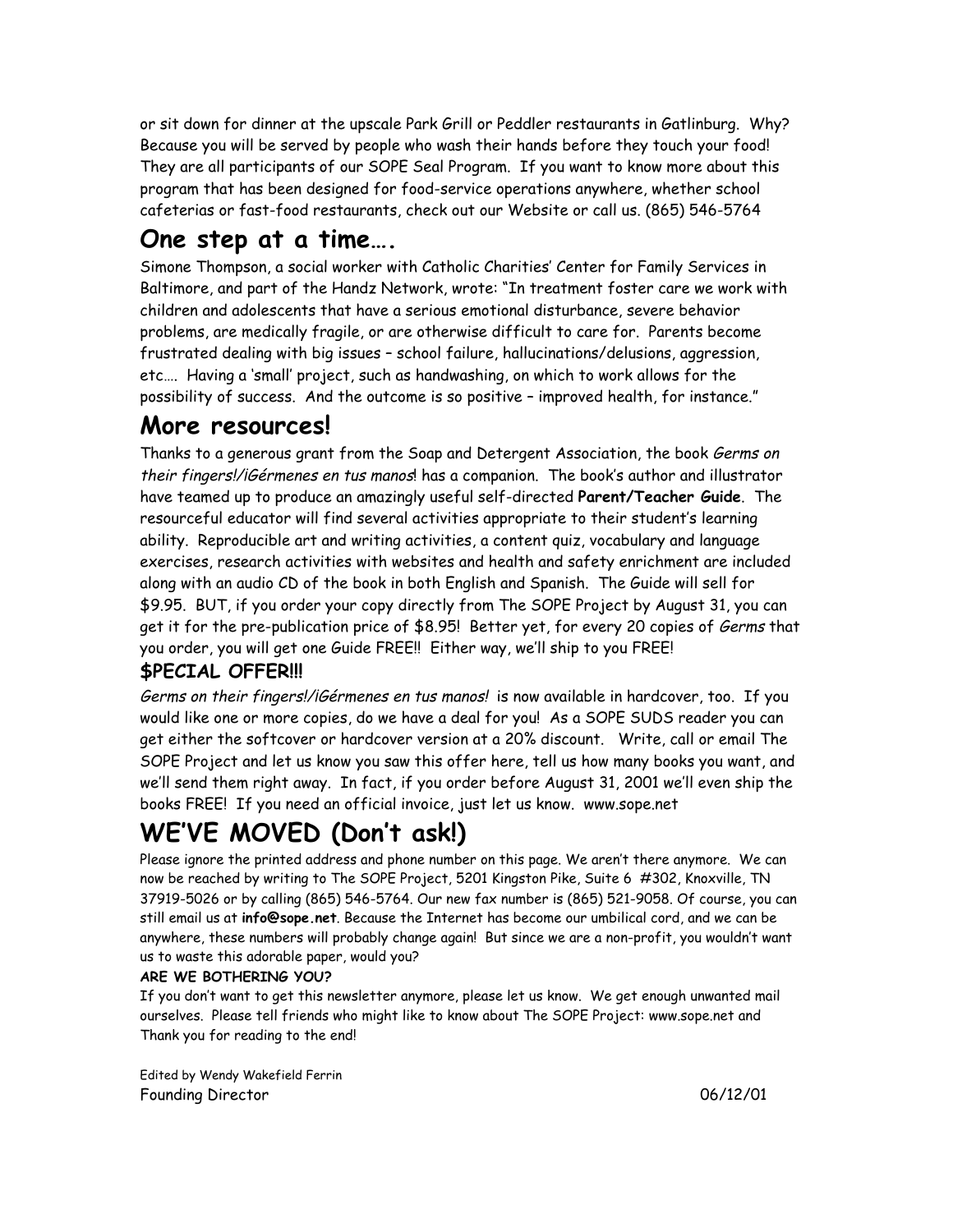or sit down for dinner at the upscale Park Grill or Peddler restaurants in Gatlinburg. Why? Because you will be served by people who wash their hands before they touch your food! They are all participants of our SOPE Seal Program. If you want to know more about this program that has been designed for food-service operations anywhere, whether school cafeterias or fast-food restaurants, check out our Website or call us. (865) 546-5764

## One step at a time….

Simone Thompson, a social worker with Catholic Charities' Center for Family Services in Baltimore, and part of the Handz Network, wrote: "In treatment foster care we work with children and adolescents that have a serious emotional disturbance, severe behavior problems, are medically fragile, or are otherwise difficult to care for. Parents become frustrated dealing with big issues – school failure, hallucinations/delusions, aggression, etc…. Having a 'small' project, such as handwashing, on which to work allows for the possibility of success. And the outcome is so positive – improved health, for instance."

## More resources!

Thanks to a generous grant from the Soap and Detergent Association, the book *Germs on their fingers!/¡Gérmenes en tus manos*! has a companion. The book's author and illustrator have teamed up to produce an amazingly useful self-directed **Parent/Teacher Guide**. The resourceful educator will find several activities appropriate to their student's learning ability. Reproducible art and writing activities, a content quiz, vocabulary and language exercises, research activities with websites and health and safety enrichment are included along with an audio CD of the book in both English and Spanish. The Guide will sell for $9.95. BUT, if you order your copy directly from The SOPE Project by August 31, you can get it for the pre-publication price of $8.95! Better yet, for every 20 copies of *Germs* that you order, you will get one Guide FREE!! Either way, we'll ship to you FREE!

### $PECIAL OFFER!!!

*Germs on their fingers!/¡Gérmenes en tus manos!* is now available in hardcover, too. If you would like one or more copies, do we have a deal for you! As a SOPE SUDS reader you can get either the softcover or hardcover version at a 20% discount. Write, call or email The SOPE Project and let us know you saw this offer here, tell us how many books you want, and we'll send them right away. In fact, if you order before August 31, 2001 we'll even ship the books FREE! If you need an official invoice, just let us know. www.sope.net

## WE'VE MOVED (Don't ask!)

Please ignore the printed address and phone number on this page. We aren't there anymore. We can now be reached by writing to The SOPE Project, 5201 Kingston Pike, Suite 6 #302, Knoxville, TN 37919-5026 or by calling (865) 546-5764. Our new fax number is (865) 521-9058. Of course, you can still email us at **info@sope.net**. Because the Internet has become our umbilical cord, and we can be anywhere, these numbers will probably change again! But since we are a non-profit, you wouldn't want us to waste this adorable paper, would you?

**ARE WE BOTHERING YOU?**

If you don't want to get this newsletter anymore, please let us know. We get enough unwanted mail ourselves. Please tell friends who might like to know about The SOPE Project: www.sope.net and Thank you for reading to the end!

Edited by Wendy Wakefield Ferrin
Founding Director 06/12/01